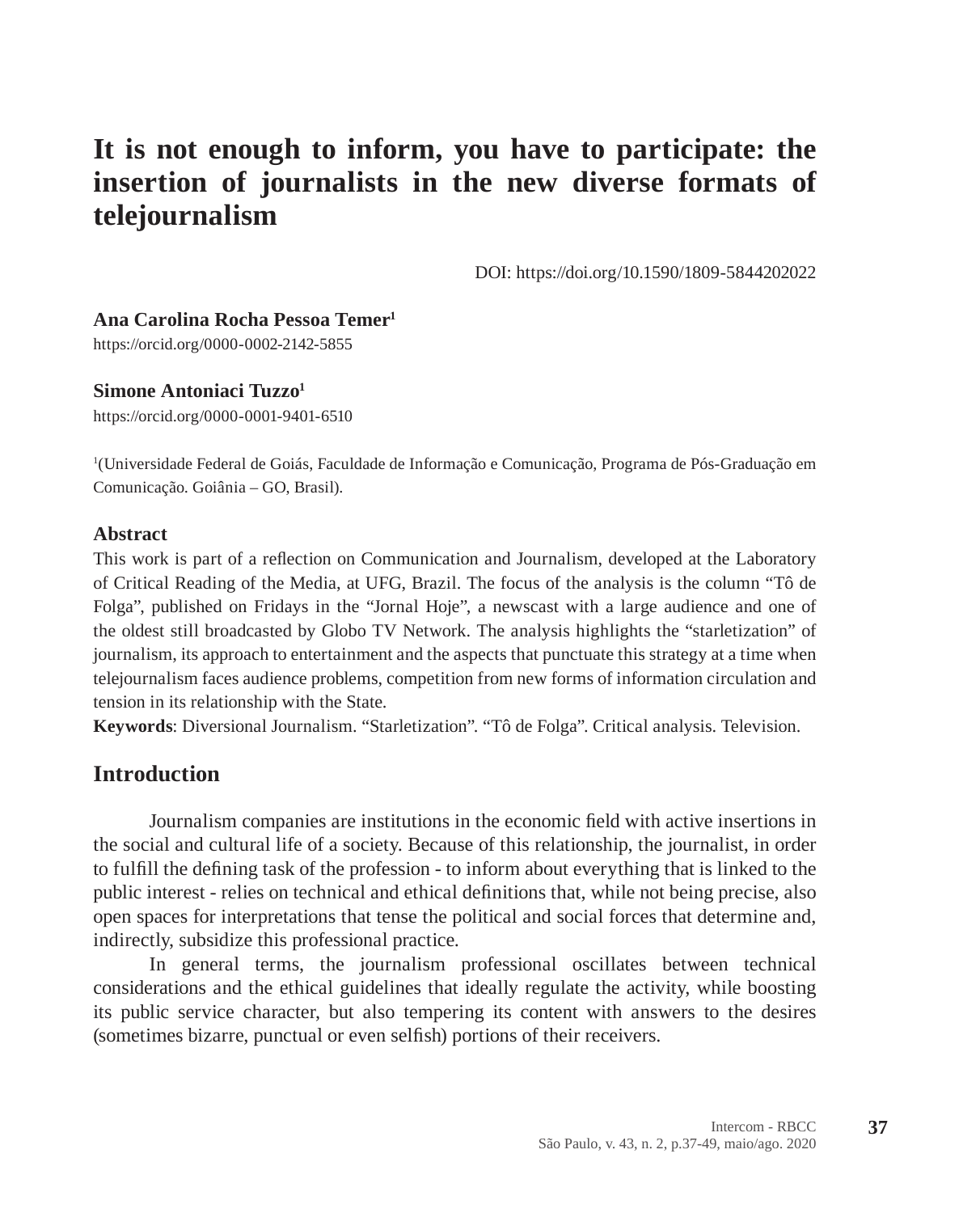# It is not enough to inform, you have to participate: the insertion of journalists in the new diverse formats of telejournalism

DOI: https://doi.org/10.1590/1809-5844202022

**Ana Carolina Rocha Pessoa Temer**[1]
https://orcid.org/0000-0002-2142-5855

**Simone Antoniaci Tuzzo**[1]
https://orcid.org/0000-0001-9401-6510

[1](Universidade Federal de Goiás, Faculdade de Informação e Comunicação, Programa de Pós-Graduação em Comunicação. Goiânia – GO, Brasil).

**Abstract**

This work is part of a reflection on Communication and Journalism, developed at the Laboratory of Critical Reading of the Media, at UFG, Brazil. The focus of the analysis is the column "Tô de Folga", published on Fridays in the "Jornal Hoje", a newscast with a large audience and one of the oldest still broadcasted by Globo TV Network. The analysis highlights the "starletization" of journalism, its approach to entertainment and the aspects that punctuate this strategy at a time when telejournalism faces audience problems, competition from new forms of information circulation and tension in its relationship with the State.

**Keywords**: Diversional Journalism. "Starletization". "Tô de Folga". Critical analysis. Television.

## Introduction

Journalism companies are institutions in the economic field with active insertions in the social and cultural life of a society. Because of this relationship, the journalist, in order to fulfill the defining task of the profession - to inform about everything that is linked to the public interest - relies on technical and ethical definitions that, while not being precise, also open spaces for interpretations that tense the political and social forces that determine and, indirectly, subsidize this professional practice.

In general terms, the journalism professional oscillates between technical considerations and the ethical guidelines that ideally regulate the activity, while boosting its public service character, but also tempering its content with answers to the desires (sometimes bizarre, punctual or even selfish) portions of their receivers.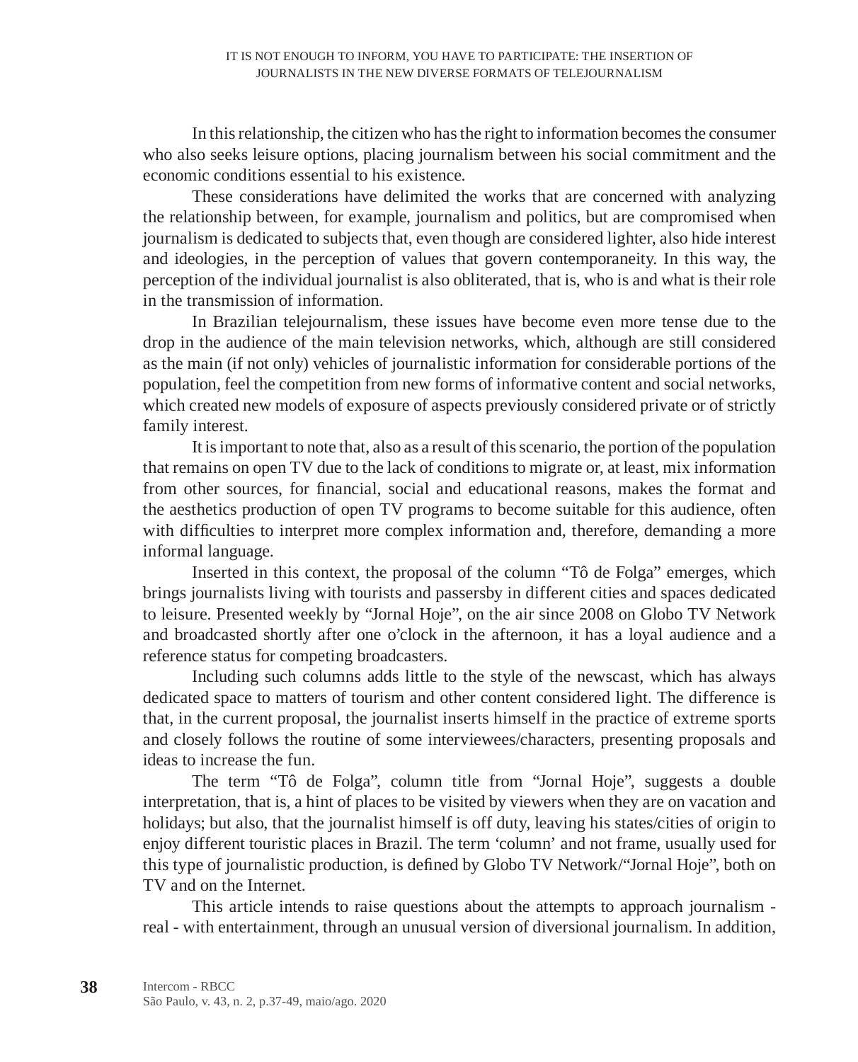In this relationship, the citizen who has the right to information becomes the consumer who also seeks leisure options, placing journalism between his social commitment and the economic conditions essential to his existence.

These considerations have delimited the works that are concerned with analyzing the relationship between, for example, journalism and politics, but are compromised when journalism is dedicated to subjects that, even though are considered lighter, also hide interest and ideologies, in the perception of values that govern contemporaneity. In this way, the perception of the individual journalist is also obliterated, that is, who is and what is their role in the transmission of information.

In Brazilian telejournalism, these issues have become even more tense due to the drop in the audience of the main television networks, which, although are still considered as the main (if not only) vehicles of journalistic information for considerable portions of the population, feel the competition from new forms of informative content and social networks, which created new models of exposure of aspects previously considered private or of strictly family interest.

It is important to note that, also as a result of this scenario, the portion of the population that remains on open TV due to the lack of conditions to migrate or, at least, mix information from other sources, for financial, social and educational reasons, makes the format and the aesthetics production of open TV programs to become suitable for this audience, often with difficulties to interpret more complex information and, therefore, demanding a more informal language.

Inserted in this context, the proposal of the column "Tô de Folga" emerges, which brings journalists living with tourists and passersby in different cities and spaces dedicated to leisure. Presented weekly by "Jornal Hoje", on the air since 2008 on Globo TV Network and broadcasted shortly after one o'clock in the afternoon, it has a loyal audience and a reference status for competing broadcasters.

Including such columns adds little to the style of the newscast, which has always dedicated space to matters of tourism and other content considered light. The difference is that, in the current proposal, the journalist inserts himself in the practice of extreme sports and closely follows the routine of some interviewees/characters, presenting proposals and ideas to increase the fun.

The term "Tô de Folga", column title from "Jornal Hoje", suggests a double interpretation, that is, a hint of places to be visited by viewers when they are on vacation and holidays; but also, that the journalist himself is off duty, leaving his states/cities of origin to enjoy different touristic places in Brazil. The term 'column' and not frame, usually used for this type of journalistic production, is defined by Globo TV Network/"Jornal Hoje", both on TV and on the Internet.

This article intends to raise questions about the attempts to approach journalism - real - with entertainment, through an unusual version of diversional journalism. In addition,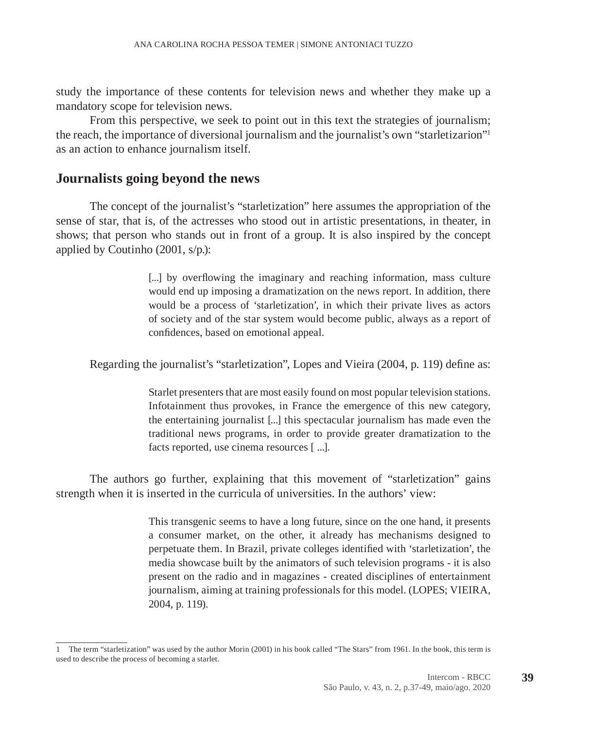study the importance of these contents for television news and whether they make up a mandatory scope for television news.

From this perspective, we seek to point out in this text the strategies of journalism; the reach, the importance of diversional journalism and the journalist's own "starletizarion"[1] as an action to enhance journalism itself.

## Journalists going beyond the news

The concept of the journalist's "starletization" here assumes the appropriation of the sense of star, that is, of the actresses who stood out in artistic presentations, in theater, in shows; that person who stands out in front of a group. It is also inspired by the concept applied by Coutinho (2001, s/p.):

> [...] by overflowing the imaginary and reaching information, mass culture would end up imposing a dramatization on the news report. In addition, there would be a process of 'starletization', in which their private lives as actors of society and of the star system would become public, always as a report of confidences, based on emotional appeal.

Regarding the journalist's "starletization", Lopes and Vieira (2004, p. 119) define as:

> Starlet presenters that are most easily found on most popular television stations. Infotainment thus provokes, in France the emergence of this new category, the entertaining journalist [...] this spectacular journalism has made even the traditional news programs, in order to provide greater dramatization to the facts reported, use cinema resources [ ...].

The authors go further, explaining that this movement of "starletization" gains strength when it is inserted in the curricula of universities. In the authors' view:

> This transgenic seems to have a long future, since on the one hand, it presents a consumer market, on the other, it already has mechanisms designed to perpetuate them. In Brazil, private colleges identified with 'starletization', the media showcase built by the animators of such television programs - it is also present on the radio and in magazines - created disciplines of entertainment journalism, aiming at training professionals for this model. (LOPES; VIEIRA, 2004, p. 119).

---

1 The term "starletization" was used by the author Morin (2001) in his book called "The Stars" from 1961. In the book, this term is used to describe the process of becoming a starlet.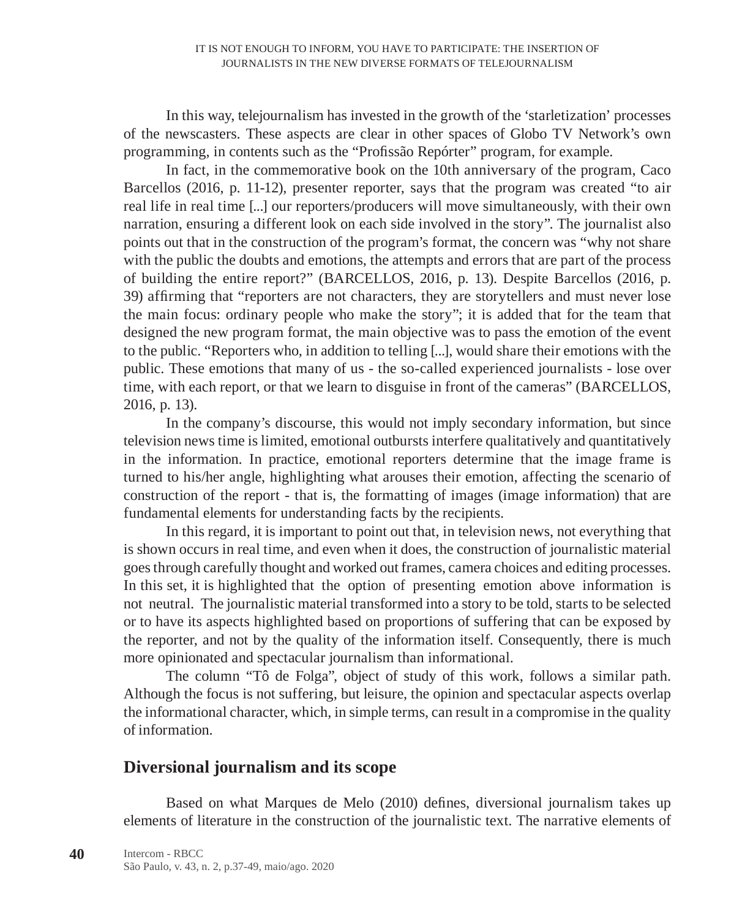In this way, telejournalism has invested in the growth of the 'starletization' processes of the newscasters. These aspects are clear in other spaces of Globo TV Network's own programming, in contents such as the "Profissão Repórter" program, for example.

In fact, in the commemorative book on the 10th anniversary of the program, Caco Barcellos (2016, p. 11-12), presenter reporter, says that the program was created "to air real life in real time [...] our reporters/producers will move simultaneously, with their own narration, ensuring a different look on each side involved in the story". The journalist also points out that in the construction of the program's format, the concern was "why not share with the public the doubts and emotions, the attempts and errors that are part of the process of building the entire report?" (BARCELLOS, 2016, p. 13). Despite Barcellos (2016, p. 39) affirming that "reporters are not characters, they are storytellers and must never lose the main focus: ordinary people who make the story"; it is added that for the team that designed the new program format, the main objective was to pass the emotion of the event to the public. "Reporters who, in addition to telling [...], would share their emotions with the public. These emotions that many of us - the so-called experienced journalists - lose over time, with each report, or that we learn to disguise in front of the cameras" (BARCELLOS, 2016, p. 13).

In the company's discourse, this would not imply secondary information, but since television news time is limited, emotional outbursts interfere qualitatively and quantitatively in the information. In practice, emotional reporters determine that the image frame is turned to his/her angle, highlighting what arouses their emotion, affecting the scenario of construction of the report - that is, the formatting of images (image information) that are fundamental elements for understanding facts by the recipients.

In this regard, it is important to point out that, in television news, not everything that is shown occurs in real time, and even when it does, the construction of journalistic material goes through carefully thought and worked out frames, camera choices and editing processes. In this set, it is highlighted that the option of presenting emotion above information is not neutral. The journalistic material transformed into a story to be told, starts to be selected or to have its aspects highlighted based on proportions of suffering that can be exposed by the reporter, and not by the quality of the information itself. Consequently, there is much more opinionated and spectacular journalism than informational.

The column "Tô de Folga", object of study of this work, follows a similar path. Although the focus is not suffering, but leisure, the opinion and spectacular aspects overlap the informational character, which, in simple terms, can result in a compromise in the quality of information.

## Diversional journalism and its scope

Based on what Marques de Melo (2010) defines, diversional journalism takes up elements of literature in the construction of the journalistic text. The narrative elements of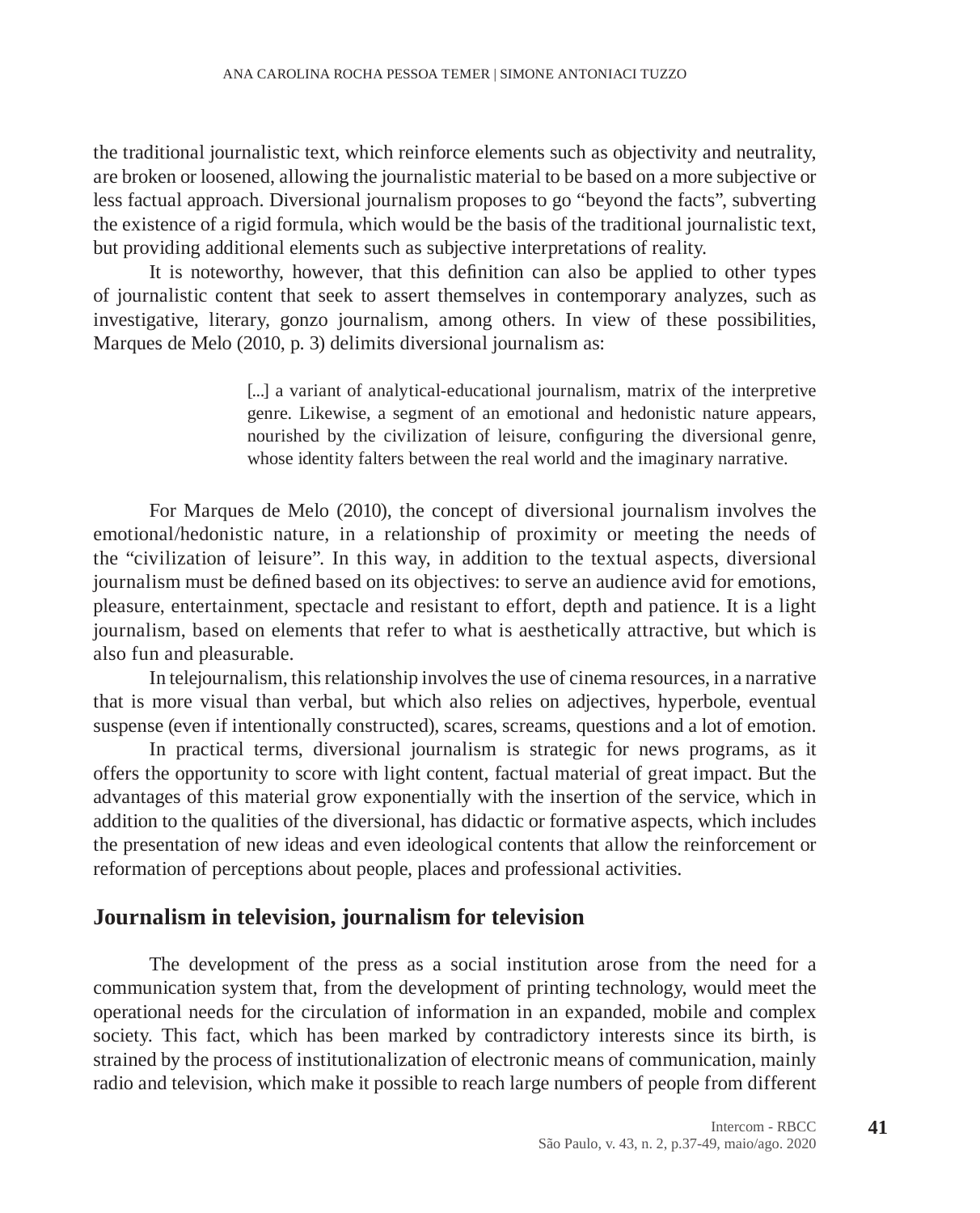the traditional journalistic text, which reinforce elements such as objectivity and neutrality, are broken or loosened, allowing the journalistic material to be based on a more subjective or less factual approach. Diversional journalism proposes to go "beyond the facts", subverting the existence of a rigid formula, which would be the basis of the traditional journalistic text, but providing additional elements such as subjective interpretations of reality.

It is noteworthy, however, that this definition can also be applied to other types of journalistic content that seek to assert themselves in contemporary analyzes, such as investigative, literary, gonzo journalism, among others. In view of these possibilities, Marques de Melo (2010, p. 3) delimits diversional journalism as:

> [...] a variant of analytical-educational journalism, matrix of the interpretive genre. Likewise, a segment of an emotional and hedonistic nature appears, nourished by the civilization of leisure, configuring the diversional genre, whose identity falters between the real world and the imaginary narrative.

For Marques de Melo (2010), the concept of diversional journalism involves the emotional/hedonistic nature, in a relationship of proximity or meeting the needs of the "civilization of leisure". In this way, in addition to the textual aspects, diversional journalism must be defined based on its objectives: to serve an audience avid for emotions, pleasure, entertainment, spectacle and resistant to effort, depth and patience. It is a light journalism, based on elements that refer to what is aesthetically attractive, but which is also fun and pleasurable.

In telejournalism, this relationship involves the use of cinema resources, in a narrative that is more visual than verbal, but which also relies on adjectives, hyperbole, eventual suspense (even if intentionally constructed), scares, screams, questions and a lot of emotion.

In practical terms, diversional journalism is strategic for news programs, as it offers the opportunity to score with light content, factual material of great impact. But the advantages of this material grow exponentially with the insertion of the service, which in addition to the qualities of the diversional, has didactic or formative aspects, which includes the presentation of new ideas and even ideological contents that allow the reinforcement or reformation of perceptions about people, places and professional activities.

## Journalism in television, journalism for television

The development of the press as a social institution arose from the need for a communication system that, from the development of printing technology, would meet the operational needs for the circulation of information in an expanded, mobile and complex society. This fact, which has been marked by contradictory interests since its birth, is strained by the process of institutionalization of electronic means of communication, mainly radio and television, which make it possible to reach large numbers of people from different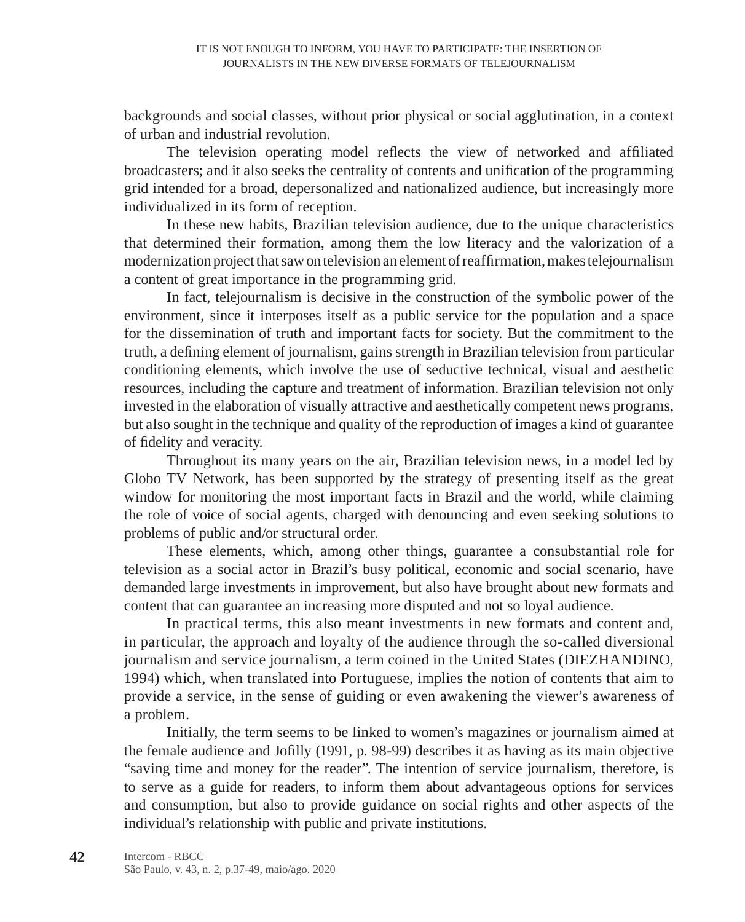backgrounds and social classes, without prior physical or social agglutination, in a context of urban and industrial revolution.

The television operating model reflects the view of networked and affiliated broadcasters; and it also seeks the centrality of contents and unification of the programming grid intended for a broad, depersonalized and nationalized audience, but increasingly more individualized in its form of reception.

In these new habits, Brazilian television audience, due to the unique characteristics that determined their formation, among them the low literacy and the valorization of a modernization project that saw on television an element of reaffirmation, makes telejournalism a content of great importance in the programming grid.

In fact, telejournalism is decisive in the construction of the symbolic power of the environment, since it interposes itself as a public service for the population and a space for the dissemination of truth and important facts for society. But the commitment to the truth, a defining element of journalism, gains strength in Brazilian television from particular conditioning elements, which involve the use of seductive technical, visual and aesthetic resources, including the capture and treatment of information. Brazilian television not only invested in the elaboration of visually attractive and aesthetically competent news programs, but also sought in the technique and quality of the reproduction of images a kind of guarantee of fidelity and veracity.

Throughout its many years on the air, Brazilian television news, in a model led by Globo TV Network, has been supported by the strategy of presenting itself as the great window for monitoring the most important facts in Brazil and the world, while claiming the role of voice of social agents, charged with denouncing and even seeking solutions to problems of public and/or structural order.

These elements, which, among other things, guarantee a consubstantial role for television as a social actor in Brazil's busy political, economic and social scenario, have demanded large investments in improvement, but also have brought about new formats and content that can guarantee an increasing more disputed and not so loyal audience.

In practical terms, this also meant investments in new formats and content and, in particular, the approach and loyalty of the audience through the so-called diversional journalism and service journalism, a term coined in the United States (DIEZHANDINO, 1994) which, when translated into Portuguese, implies the notion of contents that aim to provide a service, in the sense of guiding or even awakening the viewer's awareness of a problem.

Initially, the term seems to be linked to women's magazines or journalism aimed at the female audience and Jofilly (1991, p. 98-99) describes it as having as its main objective "saving time and money for the reader". The intention of service journalism, therefore, is to serve as a guide for readers, to inform them about advantageous options for services and consumption, but also to provide guidance on social rights and other aspects of the individual's relationship with public and private institutions.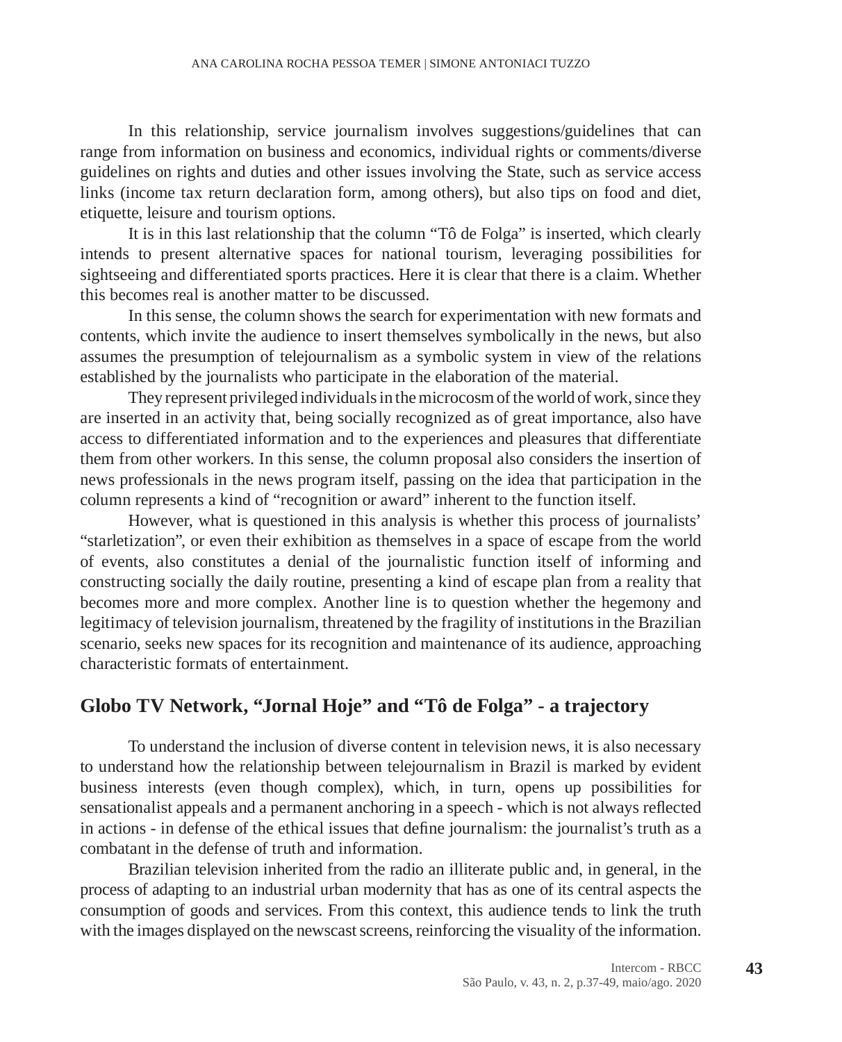In this relationship, service journalism involves suggestions/guidelines that can range from information on business and economics, individual rights or comments/diverse guidelines on rights and duties and other issues involving the State, such as service access links (income tax return declaration form, among others), but also tips on food and diet, etiquette, leisure and tourism options.

It is in this last relationship that the column "Tô de Folga" is inserted, which clearly intends to present alternative spaces for national tourism, leveraging possibilities for sightseeing and differentiated sports practices. Here it is clear that there is a claim. Whether this becomes real is another matter to be discussed.

In this sense, the column shows the search for experimentation with new formats and contents, which invite the audience to insert themselves symbolically in the news, but also assumes the presumption of telejournalism as a symbolic system in view of the relations established by the journalists who participate in the elaboration of the material.

They represent privileged individuals in the microcosm of the world of work, since they are inserted in an activity that, being socially recognized as of great importance, also have access to differentiated information and to the experiences and pleasures that differentiate them from other workers. In this sense, the column proposal also considers the insertion of news professionals in the news program itself, passing on the idea that participation in the column represents a kind of "recognition or award" inherent to the function itself.

However, what is questioned in this analysis is whether this process of journalists' "starletization", or even their exhibition as themselves in a space of escape from the world of events, also constitutes a denial of the journalistic function itself of informing and constructing socially the daily routine, presenting a kind of escape plan from a reality that becomes more and more complex. Another line is to question whether the hegemony and legitimacy of television journalism, threatened by the fragility of institutions in the Brazilian scenario, seeks new spaces for its recognition and maintenance of its audience, approaching characteristic formats of entertainment.

## Globo TV Network, "Jornal Hoje" and "Tô de Folga" - a trajectory

To understand the inclusion of diverse content in television news, it is also necessary to understand how the relationship between telejournalism in Brazil is marked by evident business interests (even though complex), which, in turn, opens up possibilities for sensationalist appeals and a permanent anchoring in a speech - which is not always reflected in actions - in defense of the ethical issues that define journalism: the journalist's truth as a combatant in the defense of truth and information.

Brazilian television inherited from the radio an illiterate public and, in general, in the process of adapting to an industrial urban modernity that has as one of its central aspects the consumption of goods and services. From this context, this audience tends to link the truth with the images displayed on the newscast screens, reinforcing the visuality of the information.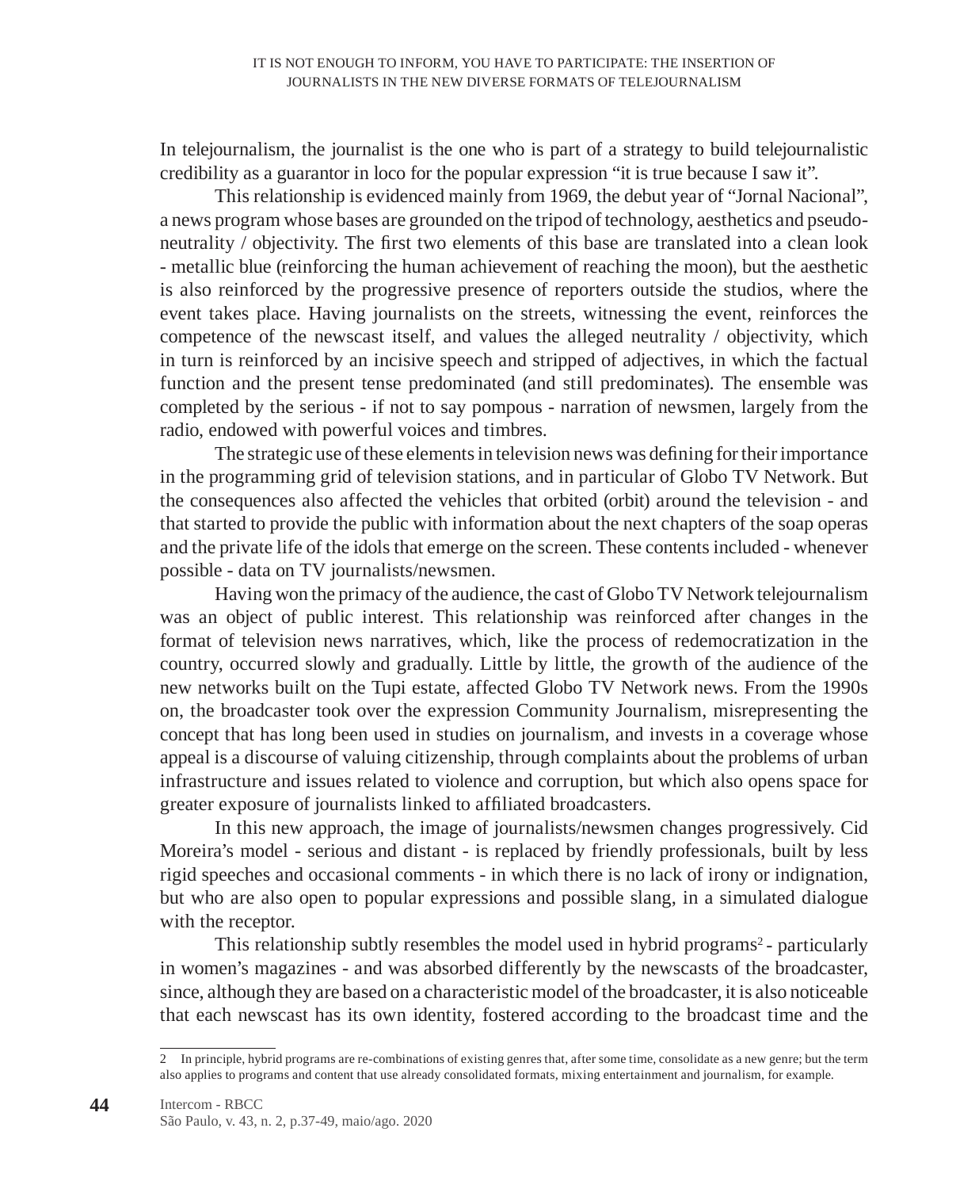In telejournalism, the journalist is the one who is part of a strategy to build telejournalistic credibility as a guarantor in loco for the popular expression "it is true because I saw it".

This relationship is evidenced mainly from 1969, the debut year of "Jornal Nacional", a news program whose bases are grounded on the tripod of technology, aesthetics and pseudo-neutrality / objectivity. The first two elements of this base are translated into a clean look - metallic blue (reinforcing the human achievement of reaching the moon), but the aesthetic is also reinforced by the progressive presence of reporters outside the studios, where the event takes place. Having journalists on the streets, witnessing the event, reinforces the competence of the newscast itself, and values the alleged neutrality / objectivity, which in turn is reinforced by an incisive speech and stripped of adjectives, in which the factual function and the present tense predominated (and still predominates). The ensemble was completed by the serious - if not to say pompous - narration of newsmen, largely from the radio, endowed with powerful voices and timbres.

The strategic use of these elements in television news was defining for their importance in the programming grid of television stations, and in particular of Globo TV Network. But the consequences also affected the vehicles that orbited (orbit) around the television - and that started to provide the public with information about the next chapters of the soap operas and the private life of the idols that emerge on the screen. These contents included - whenever possible - data on TV journalists/newsmen.

Having won the primacy of the audience, the cast of Globo TV Network telejournalism was an object of public interest. This relationship was reinforced after changes in the format of television news narratives, which, like the process of redemocratization in the country, occurred slowly and gradually. Little by little, the growth of the audience of the new networks built on the Tupi estate, affected Globo TV Network news. From the 1990s on, the broadcaster took over the expression Community Journalism, misrepresenting the concept that has long been used in studies on journalism, and invests in a coverage whose appeal is a discourse of valuing citizenship, through complaints about the problems of urban infrastructure and issues related to violence and corruption, but which also opens space for greater exposure of journalists linked to affiliated broadcasters.

In this new approach, the image of journalists/newsmen changes progressively. Cid Moreira's model - serious and distant - is replaced by friendly professionals, built by less rigid speeches and occasional comments - in which there is no lack of irony or indignation, but who are also open to popular expressions and possible slang, in a simulated dialogue with the receptor.

This relationship subtly resembles the model used in hybrid programs[2] - particularly in women's magazines - and was absorbed differently by the newscasts of the broadcaster, since, although they are based on a characteristic model of the broadcaster, it is also noticeable that each newscast has its own identity, fostered according to the broadcast time and the

---

2 In principle, hybrid programs are re-combinations of existing genres that, after some time, consolidate as a new genre; but the term also applies to programs and content that use already consolidated formats, mixing entertainment and journalism, for example.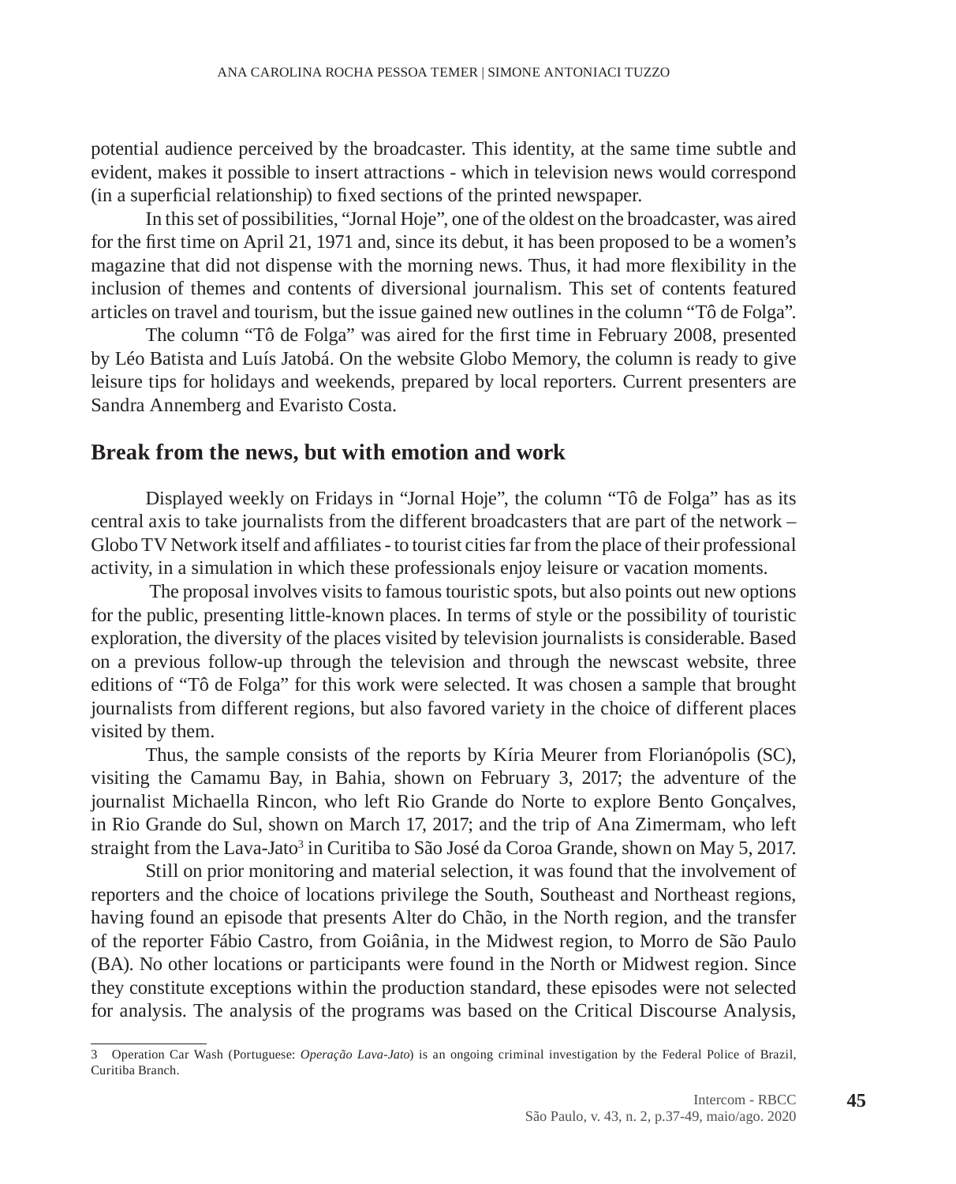potential audience perceived by the broadcaster. This identity, at the same time subtle and evident, makes it possible to insert attractions - which in television news would correspond (in a superficial relationship) to fixed sections of the printed newspaper.

In this set of possibilities, "Jornal Hoje", one of the oldest on the broadcaster, was aired for the first time on April 21, 1971 and, since its debut, it has been proposed to be a women's magazine that did not dispense with the morning news. Thus, it had more flexibility in the inclusion of themes and contents of diversional journalism. This set of contents featured articles on travel and tourism, but the issue gained new outlines in the column "Tô de Folga".

The column "Tô de Folga" was aired for the first time in February 2008, presented by Léo Batista and Luís Jatobá. On the website Globo Memory, the column is ready to give leisure tips for holidays and weekends, prepared by local reporters. Current presenters are Sandra Annemberg and Evaristo Costa.

## Break from the news, but with emotion and work

Displayed weekly on Fridays in "Jornal Hoje", the column "Tô de Folga" has as its central axis to take journalists from the different broadcasters that are part of the network – Globo TV Network itself and affiliates - to tourist cities far from the place of their professional activity, in a simulation in which these professionals enjoy leisure or vacation moments.

The proposal involves visits to famous touristic spots, but also points out new options for the public, presenting little-known places. In terms of style or the possibility of touristic exploration, the diversity of the places visited by television journalists is considerable. Based on a previous follow-up through the television and through the newscast website, three editions of "Tô de Folga" for this work were selected. It was chosen a sample that brought journalists from different regions, but also favored variety in the choice of different places visited by them.

Thus, the sample consists of the reports by Kíria Meurer from Florianópolis (SC), visiting the Camamu Bay, in Bahia, shown on February 3, 2017; the adventure of the journalist Michaella Rincon, who left Rio Grande do Norte to explore Bento Gonçalves, in Rio Grande do Sul, shown on March 17, 2017; and the trip of Ana Zimermam, who left straight from the Lava-Jato[3] in Curitiba to São José da Coroa Grande, shown on May 5, 2017.

Still on prior monitoring and material selection, it was found that the involvement of reporters and the choice of locations privilege the South, Southeast and Northeast regions, having found an episode that presents Alter do Chão, in the North region, and the transfer of the reporter Fábio Castro, from Goiânia, in the Midwest region, to Morro de São Paulo (BA). No other locations or participants were found in the North or Midwest region. Since they constitute exceptions within the production standard, these episodes were not selected for analysis. The analysis of the programs was based on the Critical Discourse Analysis,

3 Operation Car Wash (Portuguese: *Operação Lava-Jato*) is an ongoing criminal investigation by the Federal Police of Brazil, Curitiba Branch.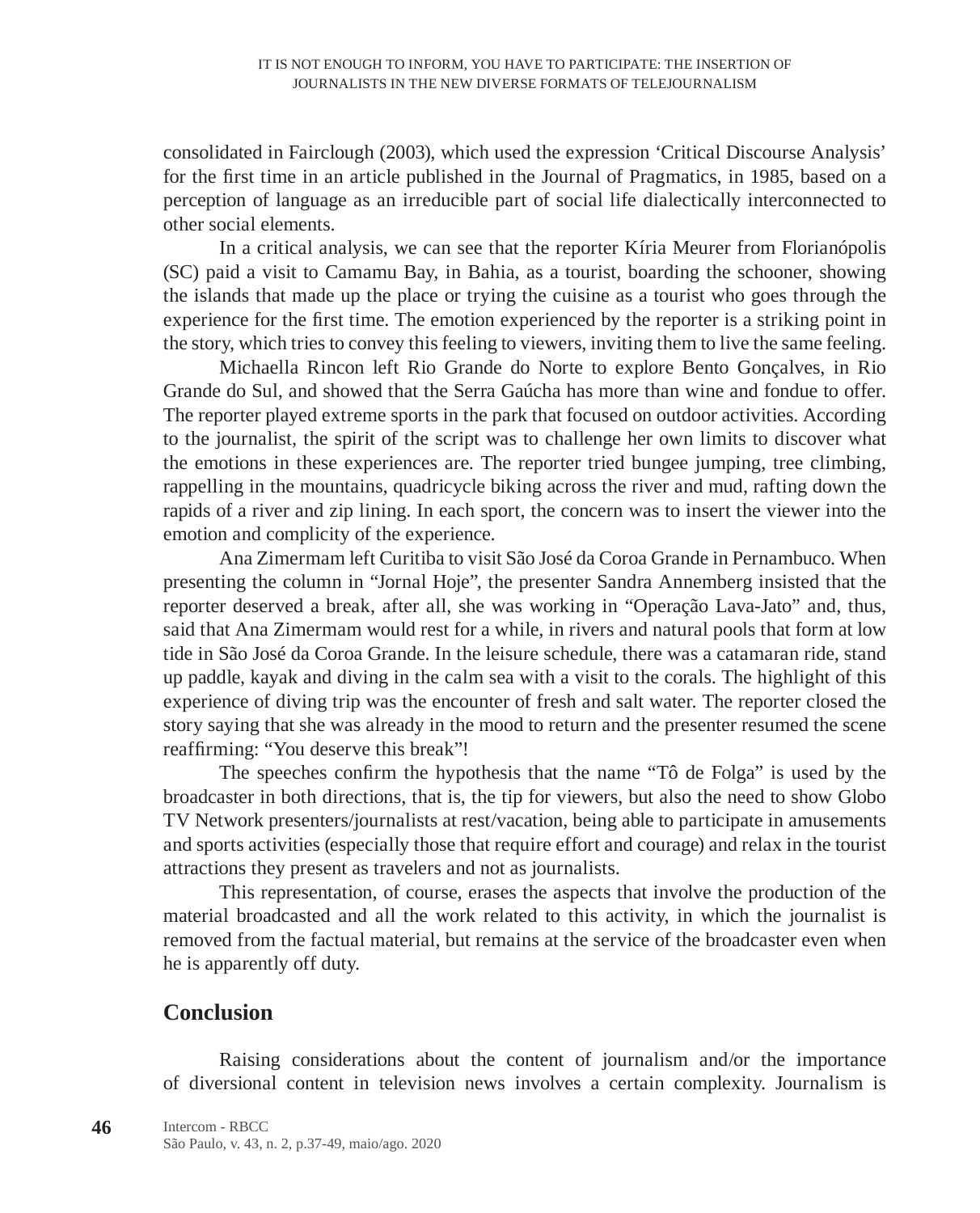consolidated in Fairclough (2003), which used the expression 'Critical Discourse Analysis' for the first time in an article published in the Journal of Pragmatics, in 1985, based on a perception of language as an irreducible part of social life dialectically interconnected to other social elements.

In a critical analysis, we can see that the reporter Kíria Meurer from Florianópolis (SC) paid a visit to Camamu Bay, in Bahia, as a tourist, boarding the schooner, showing the islands that made up the place or trying the cuisine as a tourist who goes through the experience for the first time. The emotion experienced by the reporter is a striking point in the story, which tries to convey this feeling to viewers, inviting them to live the same feeling.

Michaella Rincon left Rio Grande do Norte to explore Bento Gonçalves, in Rio Grande do Sul, and showed that the Serra Gaúcha has more than wine and fondue to offer. The reporter played extreme sports in the park that focused on outdoor activities. According to the journalist, the spirit of the script was to challenge her own limits to discover what the emotions in these experiences are. The reporter tried bungee jumping, tree climbing, rappelling in the mountains, quadricycle biking across the river and mud, rafting down the rapids of a river and zip lining. In each sport, the concern was to insert the viewer into the emotion and complicity of the experience.

Ana Zimermam left Curitiba to visit São José da Coroa Grande in Pernambuco. When presenting the column in "Jornal Hoje", the presenter Sandra Annemberg insisted that the reporter deserved a break, after all, she was working in "Operação Lava-Jato" and, thus, said that Ana Zimermam would rest for a while, in rivers and natural pools that form at low tide in São José da Coroa Grande. In the leisure schedule, there was a catamaran ride, stand up paddle, kayak and diving in the calm sea with a visit to the corals. The highlight of this experience of diving trip was the encounter of fresh and salt water. The reporter closed the story saying that she was already in the mood to return and the presenter resumed the scene reaffirming: "You deserve this break"!

The speeches confirm the hypothesis that the name "Tô de Folga" is used by the broadcaster in both directions, that is, the tip for viewers, but also the need to show Globo TV Network presenters/journalists at rest/vacation, being able to participate in amusements and sports activities (especially those that require effort and courage) and relax in the tourist attractions they present as travelers and not as journalists.

This representation, of course, erases the aspects that involve the production of the material broadcasted and all the work related to this activity, in which the journalist is removed from the factual material, but remains at the service of the broadcaster even when he is apparently off duty.

## Conclusion

Raising considerations about the content of journalism and/or the importance of diversional content in television news involves a certain complexity. Journalism is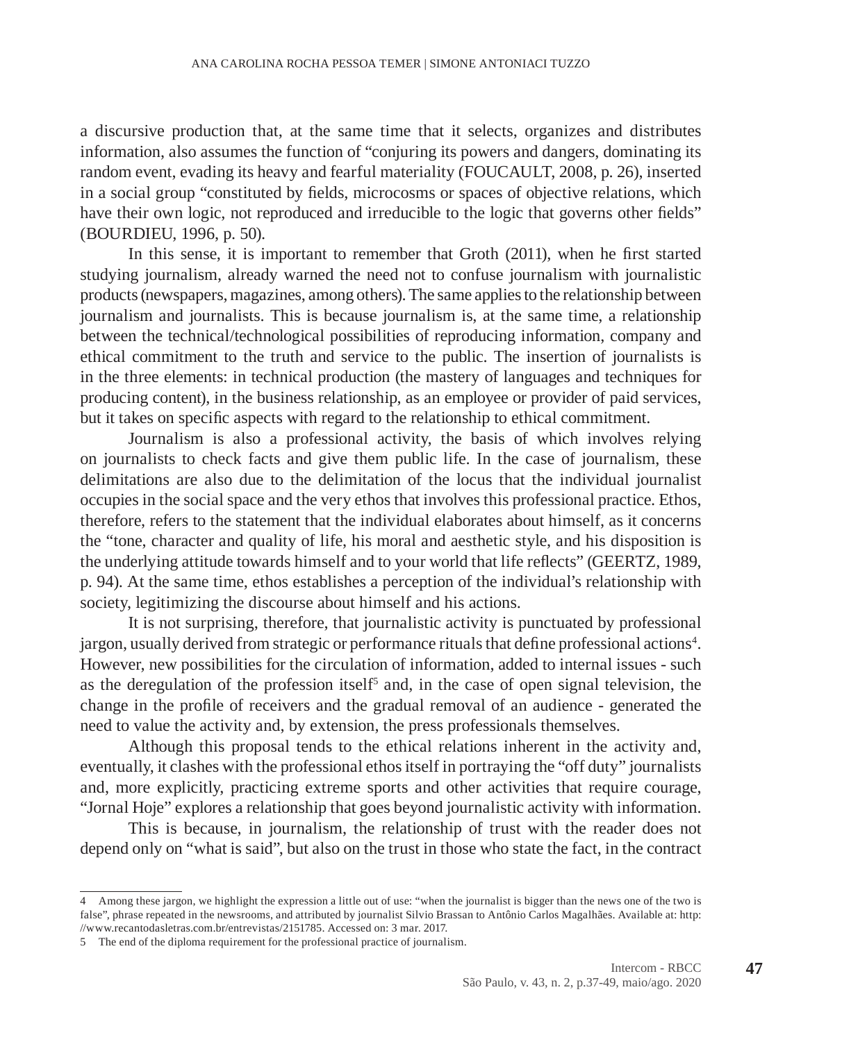a discursive production that, at the same time that it selects, organizes and distributes information, also assumes the function of "conjuring its powers and dangers, dominating its random event, evading its heavy and fearful materiality (FOUCAULT, 2008, p. 26), inserted in a social group "constituted by fields, microcosms or spaces of objective relations, which have their own logic, not reproduced and irreducible to the logic that governs other fields" (BOURDIEU, 1996, p. 50).

In this sense, it is important to remember that Groth (2011), when he first started studying journalism, already warned the need not to confuse journalism with journalistic products (newspapers, magazines, among others). The same applies to the relationship between journalism and journalists. This is because journalism is, at the same time, a relationship between the technical/technological possibilities of reproducing information, company and ethical commitment to the truth and service to the public. The insertion of journalists is in the three elements: in technical production (the mastery of languages and techniques for producing content), in the business relationship, as an employee or provider of paid services, but it takes on specific aspects with regard to the relationship to ethical commitment.

Journalism is also a professional activity, the basis of which involves relying on journalists to check facts and give them public life. In the case of journalism, these delimitations are also due to the delimitation of the locus that the individual journalist occupies in the social space and the very ethos that involves this professional practice. Ethos, therefore, refers to the statement that the individual elaborates about himself, as it concerns the "tone, character and quality of life, his moral and aesthetic style, and his disposition is the underlying attitude towards himself and to your world that life reflects" (GEERTZ, 1989, p. 94). At the same time, ethos establishes a perception of the individual's relationship with society, legitimizing the discourse about himself and his actions.

It is not surprising, therefore, that journalistic activity is punctuated by professional jargon, usually derived from strategic or performance rituals that define professional actions[4]. However, new possibilities for the circulation of information, added to internal issues - such as the deregulation of the profession itself[5] and, in the case of open signal television, the change in the profile of receivers and the gradual removal of an audience - generated the need to value the activity and, by extension, the press professionals themselves.

Although this proposal tends to the ethical relations inherent in the activity and, eventually, it clashes with the professional ethos itself in portraying the "off duty" journalists and, more explicitly, practicing extreme sports and other activities that require courage, "Jornal Hoje" explores a relationship that goes beyond journalistic activity with information.

This is because, in journalism, the relationship of trust with the reader does not depend only on "what is said", but also on the trust in those who state the fact, in the contract

---

4 Among these jargon, we highlight the expression a little out of use: "when the journalist is bigger than the news one of the two is false", phrase repeated in the newsrooms, and attributed by journalist Silvio Brassan to Antônio Carlos Magalhães. Available at: http: //www.recantodasletras.com.br/entrevistas/2151785. Accessed on: 3 mar. 2017.

5 The end of the diploma requirement for the professional practice of journalism.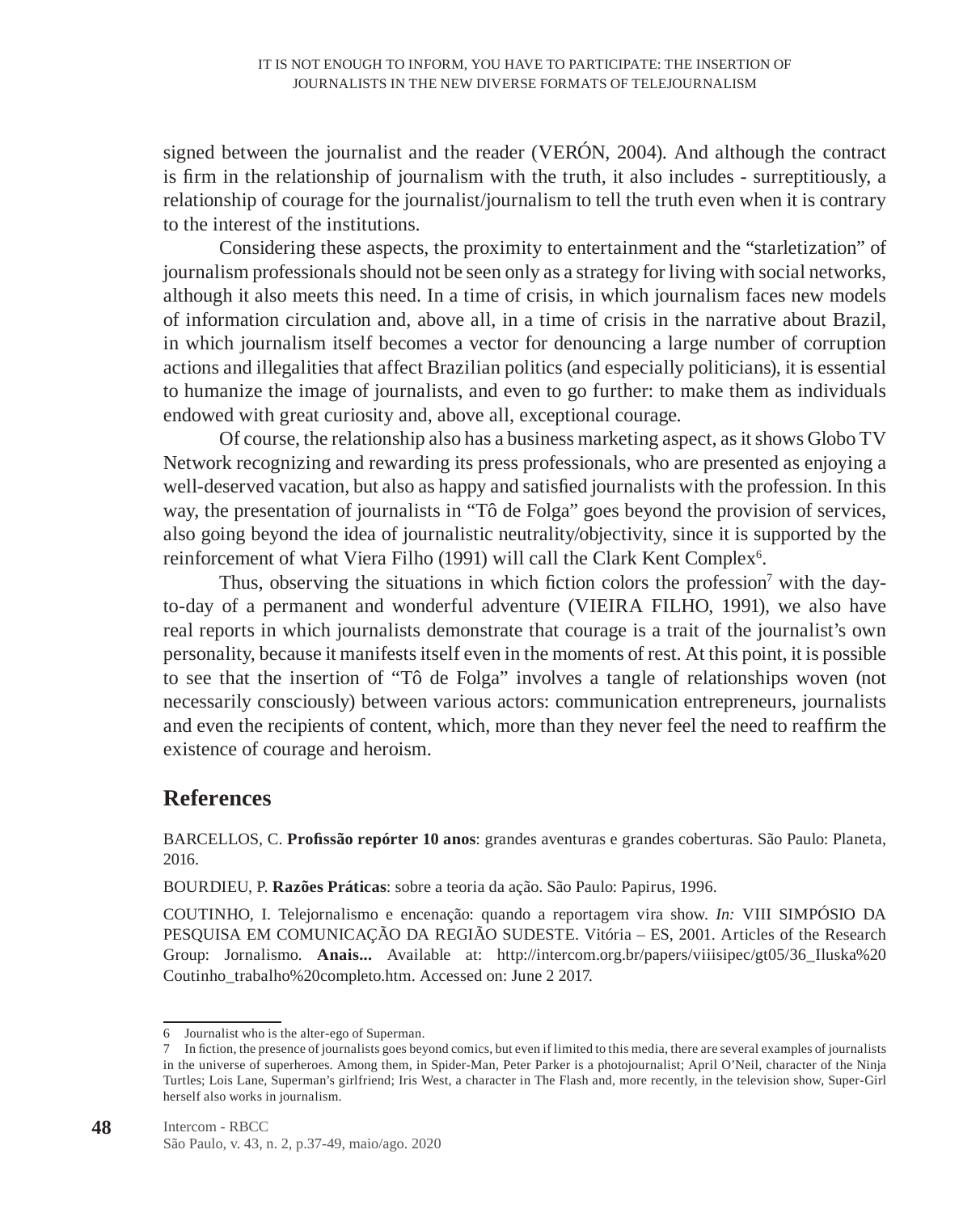signed between the journalist and the reader (VERÓN, 2004). And although the contract is firm in the relationship of journalism with the truth, it also includes - surreptitiously, a relationship of courage for the journalist/journalism to tell the truth even when it is contrary to the interest of the institutions.

Considering these aspects, the proximity to entertainment and the "starletization" of journalism professionals should not be seen only as a strategy for living with social networks, although it also meets this need. In a time of crisis, in which journalism faces new models of information circulation and, above all, in a time of crisis in the narrative about Brazil, in which journalism itself becomes a vector for denouncing a large number of corruption actions and illegalities that affect Brazilian politics (and especially politicians), it is essential to humanize the image of journalists, and even to go further: to make them as individuals endowed with great curiosity and, above all, exceptional courage.

Of course, the relationship also has a business marketing aspect, as it shows Globo TV Network recognizing and rewarding its press professionals, who are presented as enjoying a well-deserved vacation, but also as happy and satisfied journalists with the profession. In this way, the presentation of journalists in "Tô de Folga" goes beyond the provision of services, also going beyond the idea of journalistic neutrality/objectivity, since it is supported by the reinforcement of what Viera Filho (1991) will call the Clark Kent Complex[6].

Thus, observing the situations in which fiction colors the profession[7] with the day-to-day of a permanent and wonderful adventure (VIEIRA FILHO, 1991), we also have real reports in which journalists demonstrate that courage is a trait of the journalist's own personality, because it manifests itself even in the moments of rest. At this point, it is possible to see that the insertion of "Tô de Folga" involves a tangle of relationships woven (not necessarily consciously) between various actors: communication entrepreneurs, journalists and even the recipients of content, which, more than they never feel the need to reaffirm the existence of courage and heroism.

## References

BARCELLOS, C. **Profissão repórter 10 anos**: grandes aventuras e grandes coberturas. São Paulo: Planeta, 2016.

BOURDIEU, P. **Razões Práticas**: sobre a teoria da ação. São Paulo: Papirus, 1996.

COUTINHO, I. Telejornalismo e encenação: quando a reportagem vira show. *In:* VIII SIMPÓSIO DA PESQUISA EM COMUNICAÇÃO DA REGIÃO SUDESTE. Vitória – ES, 2001. Articles of the Research Group: Jornalismo. **Anais...** Available at: http://intercom.org.br/papers/viiisipec/gt05/36_Iluska%20Coutinho_trabalho%20completo.htm. Accessed on: June 2 2017.

6 Journalist who is the alter-ego of Superman.

7 In fiction, the presence of journalists goes beyond comics, but even if limited to this media, there are several examples of journalists in the universe of superheroes. Among them, in Spider-Man, Peter Parker is a photojournalist; April O'Neil, character of the Ninja Turtles; Lois Lane, Superman's girlfriend; Iris West, a character in The Flash and, more recently, in the television show, Super-Girl herself also works in journalism.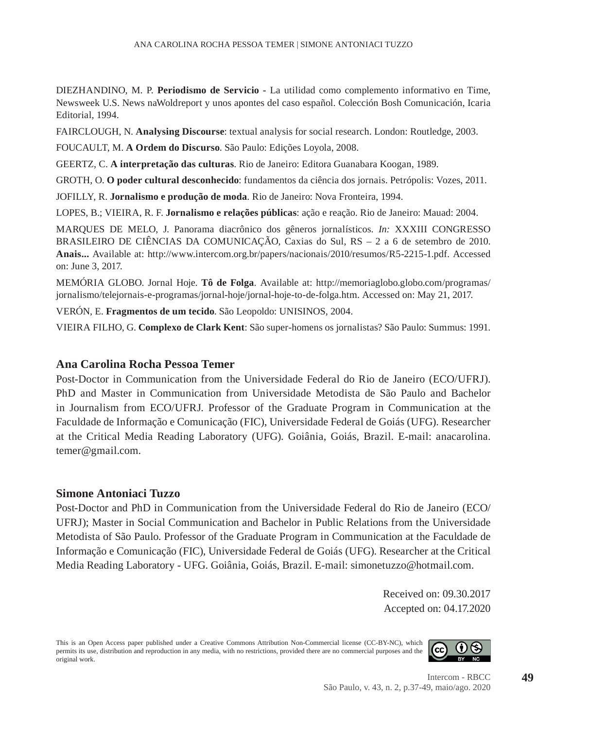DIEZHANDINO, M. P. **Periodismo de Servicio** - La utilidad como complemento informativo en Time, Newsweek U.S. News naWoldreport y unos apontes del caso español. Colección Bosh Comunicación, Icaria Editorial, 1994.

FAIRCLOUGH, N. **Analysing Discourse**: textual analysis for social research. London: Routledge, 2003.

FOUCAULT, M. **A Ordem do Discurso**. São Paulo: Edições Loyola, 2008.

GEERTZ, C. **A interpretação das culturas**. Rio de Janeiro: Editora Guanabara Koogan, 1989.

GROTH, O. **O poder cultural desconhecido**: fundamentos da ciência dos jornais. Petrópolis: Vozes, 2011.

JOFILLY, R. **Jornalismo e produção de moda**. Rio de Janeiro: Nova Fronteira, 1994.

LOPES, B.; VIEIRA, R. F. **Jornalismo e relações públicas**: ação e reação. Rio de Janeiro: Mauad: 2004.

MARQUES DE MELO, J. Panorama diacrônico dos gêneros jornalísticos. *In:* XXXIII CONGRESSO BRASILEIRO DE CIÊNCIAS DA COMUNICAÇÃO, Caxias do Sul, RS – 2 a 6 de setembro de 2010. **Anais...** Available at: http://www.intercom.org.br/papers/nacionais/2010/resumos/R5-2215-1.pdf. Accessed on: June 3, 2017.

MEMÓRIA GLOBO. Jornal Hoje. **Tô de Folga**. Available at: http://memoriaglobo.globo.com/programas/jornalismo/telejornais-e-programas/jornal-hoje/jornal-hoje-to-de-folga.htm. Accessed on: May 21, 2017.

VERÓN, E. **Fragmentos de um tecido**. São Leopoldo: UNISINOS, 2004.

VIEIRA FILHO, G. **Complexo de Clark Kent**: São super-homens os jornalistas? São Paulo: Summus: 1991.

**Ana Carolina Rocha Pessoa Temer**
Post-Doctor in Communication from the Universidade Federal do Rio de Janeiro (ECO/UFRJ). PhD and Master in Communication from Universidade Metodista de São Paulo and Bachelor in Journalism from ECO/UFRJ. Professor of the Graduate Program in Communication at the Faculdade de Informação e Comunicação (FIC), Universidade Federal de Goiás (UFG). Researcher at the Critical Media Reading Laboratory (UFG). Goiânia, Goiás, Brazil. E-mail: anacarolina.temer@gmail.com.

**Simone Antoniaci Tuzzo**
Post-Doctor and PhD in Communication from the Universidade Federal do Rio de Janeiro (ECO/UFRJ); Master in Social Communication and Bachelor in Public Relations from the Universidade Metodista of São Paulo. Professor of the Graduate Program in Communication at the Faculdade de Informação e Comunicação (FIC), Universidade Federal de Goiás (UFG). Researcher at the Critical Media Reading Laboratory - UFG. Goiânia, Goiás, Brazil. E-mail: simonetuzzo@hotmail.com.

Received on: 09.30.2017
Accepted on: 04.17.2020

This is an Open Access paper published under a Creative Commons Attribution Non-Commercial license (CC-BY-NC), which permits its use, distribution and reproduction in any media, with no restrictions, provided there are no commercial purposes and the original work.